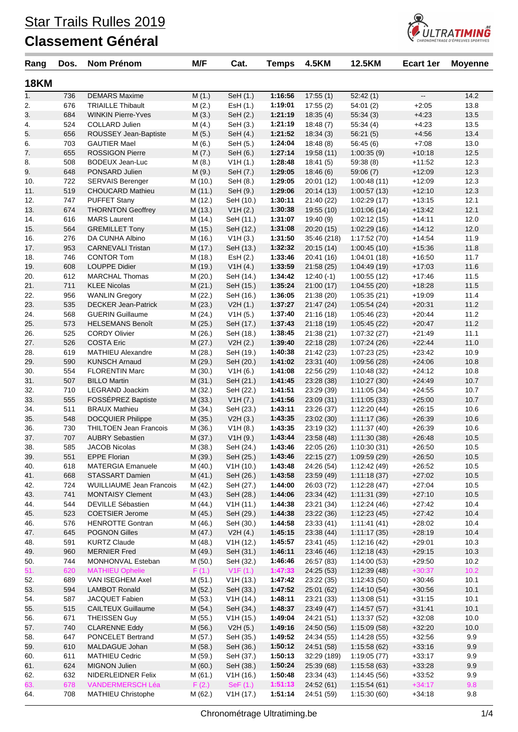# Star Trails Rulles 2019

# Classement Général

## 18KM

| Rang | Dos. | Nom Prénom | M/F | Cat. | Temps | 4.5KM | 12.5KM | Ecart 1er | Moyenne |
|---|---|---|---|---|---|---|---|---|---|
| 1. | 736 | DEMARS Maxime | M (1.) | SeH (1.) | **1:16:56** | 17:55 (1) | 52:42 (1) | -- | 14.2 |
| 2. | 676 | TRIAILLE Thibault | M (2.) | EsH (1.) | **1:19:01** | 17:55 (2) | 54:01 (2) | +2:05 | 13.8 |
| 3. | 684 | WINKIN Pierre-Yves | M (3.) | SeH (2.) | **1:21:19** | 18:35 (4) | 55:34 (3) | +4:23 | 13.5 |
| 4. | 524 | COLLARD Julien | M (4.) | SeH (3.) | **1:21:19** | 18:48 (7) | 55:34 (4) | +4:23 | 13.5 |
| 5. | 656 | ROUSSEY Jean-Baptiste | M (5.) | SeH (4.) | **1:21:52** | 18:34 (3) | 56:21 (5) | +4:56 | 13.4 |
| 6. | 703 | GAUTIER Mael | M (6.) | SeH (5.) | **1:24:04** | 18:48 (8) | 56:45 (6) | +7:08 | 13.0 |
| 7. | 655 | ROSSIGON Pierre | M (7.) | SeH (6.) | **1:27:14** | 19:58 (11) | 1:00:35 (9) | +10:18 | 12.5 |
| 8. | 508 | BODEUX Jean-Luc | M (8.) | V1H (1.) | **1:28:48** | 18:41 (5) | 59:38 (8) | +11:52 | 12.3 |
| 9. | 648 | PONSARD Julien | M (9.) | SeH (7.) | **1:29:05** | 18:46 (6) | 59:06 (7) | +12:09 | 12.3 |
| 10. | 722 | SERVAIS Berenger | M (10.) | SeH (8.) | **1:29:05** | 20:01 (12) | 1:00:48 (11) | +12:09 | 12.3 |
| 11. | 519 | CHOUCARD Mathieu | M (11.) | SeH (9.) | **1:29:06** | 20:14 (13) | 1:00:57 (13) | +12:10 | 12.3 |
| 12. | 747 | PUFFET Stany | M (12.) | SeH (10.) | **1:30:11** | 21:40 (22) | 1:02:29 (17) | +13:15 | 12.1 |
| 13. | 674 | THORNTON Geoffrey | M (13.) | V1H (2.) | **1:30:38** | 19:55 (10) | 1:01:06 (14) | +13:42 | 12.1 |
| 14. | 616 | MARS Laurent | M (14.) | SeH (11.) | **1:31:07** | 19:40 (9) | 1:02:12 (15) | +14:11 | 12.0 |
| 15. | 564 | GREMILLET Tony | M (15.) | SeH (12.) | **1:31:08** | 20:20 (15) | 1:02:29 (16) | +14:12 | 12.0 |
| 16. | 276 | DA CUNHA Albino | M (16.) | V1H (3.) | **1:31:50** | 35:46 (218) | 1:17:52 (70) | +14:54 | 11.9 |
| 17. | 953 | CARNEVALI Tristan | M (17.) | SeH (13.) | **1:32:32** | 20:15 (14) | 1:00:45 (10) | +15:36 | 11.8 |
| 18. | 746 | CONTOR Tom | M (18.) | EsH (2.) | **1:33:46** | 20:41 (16) | 1:04:01 (18) | +16:50 | 11.7 |
| 19. | 608 | LOUPPE Didier | M (19.) | V1H (4.) | **1:33:59** | 21:58 (25) | 1:04:49 (19) | +17:03 | 11.6 |
| 20. | 612 | MARCHAL Thomas | M (20.) | SeH (14.) | **1:34:42** | 12:40 (-1) | 1:00:55 (12) | +17:46 | 11.5 |
| 21. | 711 | KLEE Nicolas | M (21.) | SeH (15.) | **1:35:24** | 21:00 (17) | 1:04:55 (20) | +18:28 | 11.5 |
| 22. | 956 | WANLIN Gregory | M (22.) | SeH (16.) | **1:36:05** | 21:38 (20) | 1:05:35 (21) | +19:09 | 11.4 |
| 23. | 535 | DECKER Jean-Patrick | M (23.) | V2H (1.) | **1:37:27** | 21:47 (24) | 1:05:54 (24) | +20:31 | 11.2 |
| 24. | 568 | GUERIN Guillaume | M (24.) | V1H (5.) | **1:37:40** | 21:16 (18) | 1:05:46 (23) | +20:44 | 11.2 |
| 25. | 573 | HELSEMANS Benoît | M (25.) | SeH (17.) | **1:37:43** | 21:18 (19) | 1:05:45 (22) | +20:47 | 11.2 |
| 26. | 525 | CORDY Olivier | M (26.) | SeH (18.) | **1:38:45** | 21:38 (21) | 1:07:32 (27) | +21:49 | 11.1 |
| 27. | 526 | COSTA Eric | M (27.) | V2H (2.) | **1:39:40** | 22:18 (28) | 1:07:24 (26) | +22:44 | 11.0 |
| 28. | 619 | MATHIEU Alexandre | M (28.) | SeH (19.) | **1:40:38** | 21:42 (23) | 1:07:23 (25) | +23:42 | 10.9 |
| 29. | 590 | KUNSCH Arnaud | M (29.) | SeH (20.) | **1:41:02** | 23:31 (40) | 1:09:56 (28) | +24:06 | 10.8 |
| 30. | 554 | FLORENTIN Marc | M (30.) | V1H (6.) | **1:41:08** | 22:56 (29) | 1:10:48 (32) | +24:12 | 10.8 |
| 31. | 507 | BILLO Martin | M (31.) | SeH (21.) | **1:41:45** | 23:28 (38) | 1:10:27 (30) | +24:49 | 10.7 |
| 32. | 710 | LEGRAND Joackim | M (32.) | SeH (22.) | **1:41:51** | 23:29 (39) | 1:11:05 (34) | +24:55 | 10.7 |
| 33. | 555 | FOSSÉPREZ Baptiste | M (33.) | V1H (7.) | **1:41:56** | 23:09 (31) | 1:11:05 (33) | +25:00 | 10.7 |
| 34. | 511 | BRAUX Mathieu | M (34.) | SeH (23.) | **1:43:11** | 23:26 (37) | 1:12:20 (44) | +26:15 | 10.6 |
| 35. | 548 | DOCQUIER Philippe | M (35.) | V2H (3.) | **1:43:35** | 23:02 (30) | 1:11:17 (36) | +26:39 | 10.6 |
| 36. | 730 | THILTOEN Jean Francois | M (36.) | V1H (8.) | **1:43:35** | 23:19 (32) | 1:11:37 (40) | +26:39 | 10.6 |
| 37. | 707 | AUBRY Sebastien | M (37.) | V1H (9.) | **1:43:44** | 23:58 (48) | 1:11:30 (38) | +26:48 | 10.5 |
| 38. | 585 | JACOB Nicolas | M (38.) | SeH (24.) | **1:43:46** | 22:05 (26) | 1:10:30 (31) | +26:50 | 10.5 |
| 39. | 551 | EPPE Florian | M (39.) | SeH (25.) | **1:43:46** | 22:15 (27) | 1:09:59 (29) | +26:50 | 10.5 |
| 40. | 618 | MATERGIA Emanuele | M (40.) | V1H (10.) | **1:43:48** | 24:26 (54) | 1:12:42 (49) | +26:52 | 10.5 |
| 41. | 668 | STASSART Damien | M (41.) | SeH (26.) | **1:43:58** | 23:59 (49) | 1:11:18 (37) | +27:02 | 10.5 |
| 42. | 724 | WUILLIAUME Jean Francois | M (42.) | SeH (27.) | **1:44:00** | 26:03 (72) | 1:12:28 (47) | +27:04 | 10.5 |
| 43. | 741 | MONTAISY Clement | M (43.) | SeH (28.) | **1:44:06** | 23:34 (42) | 1:11:31 (39) | +27:10 | 10.5 |
| 44. | 544 | DEVILLE Sébastien | M (44.) | V1H (11.) | **1:44:38** | 23:21 (34) | 1:12:24 (46) | +27:42 | 10.4 |
| 45. | 523 | COETSIER Jerome | M (45.) | SeH (29.) | **1:44:38** | 23:22 (36) | 1:12:23 (45) | +27:42 | 10.4 |
| 46. | 576 | HENROTTE Gontran | M (46.) | SeH (30.) | **1:44:58** | 23:33 (41) | 1:11:41 (41) | +28:02 | 10.4 |
| 47. | 645 | POGNON Gilles | M (47.) | V2H (4.) | **1:45:15** | 23:38 (44) | 1:11:17 (35) | +28:19 | 10.4 |
| 48. | 591 | KURTZ Claude | M (48.) | V1H (12.) | **1:45:57** | 23:41 (45) | 1:12:16 (42) | +29:01 | 10.3 |
| 49. | 960 | MERNIER Fred | M (49.) | SeH (31.) | **1:46:11** | 23:46 (46) | 1:12:18 (43) | +29:15 | 10.3 |
| 50. | 744 | MONHONVAL Esteban | M (50.) | SeH (32.) | **1:46:46** | 26:57 (83) | 1:14:00 (53) | +29:50 | 10.2 |
| 51. | 620 | MATHIEU Ophelie | F (1.) | V1F (1.) | **1:47:33** | 24:25 (53) | 1:12:39 (48) | +30:37 | 10.2 |
| 52. | 689 | VAN ISEGHEM Axel | M (51.) | V1H (13.) | **1:47:42** | 23:22 (35) | 1:12:43 (50) | +30:46 | 10.1 |
| 53. | 594 | LAMBOT Ronald | M (52.) | SeH (33.) | **1:47:52** | 25:01 (62) | 1:14:10 (54) | +30:56 | 10.1 |
| 54. | 587 | JACQUET Fabien | M (53.) | V1H (14.) | **1:48:11** | 23:21 (33) | 1:13:08 (51) | +31:15 | 10.1 |
| 55. | 515 | CAILTEUX Guillaume | M (54.) | SeH (34.) | **1:48:37** | 23:49 (47) | 1:14:57 (57) | +31:41 | 10.1 |
| 56. | 671 | THEISSEN Guy | M (55.) | V1H (15.) | **1:49:04** | 24:21 (51) | 1:13:37 (52) | +32:08 | 10.0 |
| 57. | 740 | CLARENNE Eddy | M (56.) | V2H (5.) | **1:49:16** | 24:50 (56) | 1:15:09 (58) | +32:20 | 10.0 |
| 58. | 647 | PONCELET Bertrand | M (57.) | SeH (35.) | **1:49:52** | 24:34 (55) | 1:14:28 (55) | +32:56 | 9.9 |
| 59. | 610 | MALDAGUE Johan | M (58.) | SeH (36.) | **1:50:12** | 24:51 (58) | 1:15:58 (62) | +33:16 | 9.9 |
| 60. | 611 | MATHIEU Cedric | M (59.) | SeH (37.) | **1:50:13** | 32:29 (189) | 1:19:05 (77) | +33:17 | 9.9 |
| 61. | 624 | MIGNON Julien | M (60.) | SeH (38.) | **1:50:24** | 25:39 (68) | 1:15:58 (63) | +33:28 | 9.9 |
| 62. | 632 | NIDERLEIDNER Felix | M (61.) | V1H (16.) | **1:50:48** | 23:34 (43) | 1:14:45 (56) | +33:52 | 9.9 |
| 63. | 678 | VANDERMERSCH Léa | F (2.) | SeF (1.) | **1:51:13** | 24:52 (61) | 1:15:54 (61) | +34:17 | 9.8 |
| 64. | 708 | MATHIEU Christophe | M (62.) | V1H (17.) | **1:51:14** | 24:51 (59) | 1:15:30 (60) | +34:18 | 9.8 |

Chronométrage Ultratiming.be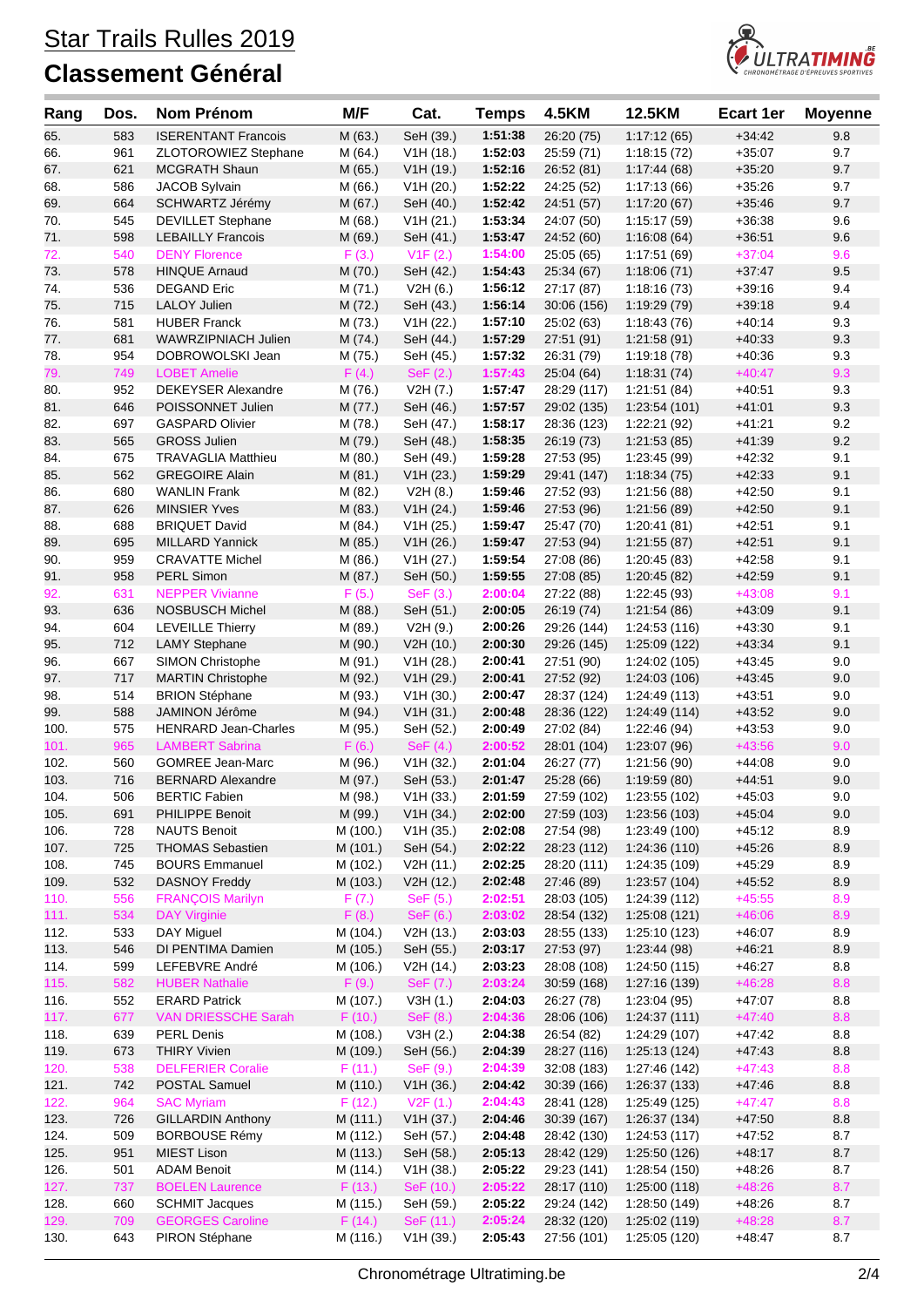# Star Trails Rulles 2019

## Classement Général

| Rang | Dos. | Nom Prénom | M/F | Cat. | Temps | 4.5KM | 12.5KM | Ecart 1er | Moyenne |
|---|---|---|---|---|---|---|---|---|---|
| 65. | 583 | ISERENTANT Francois | M (63.) | SeH (39.) | **1:51:38** | 26:20 (75) | 1:17:12 (65) | +34:42 | 9.8 |
| 66. | 961 | ZLOTOROWIEZ Stephane | M (64.) | V1H (18.) | **1:52:03** | 25:59 (71) | 1:18:15 (72) | +35:07 | 9.7 |
| 67. | 621 | MCGRATH Shaun | M (65.) | V1H (19.) | **1:52:16** | 26:52 (81) | 1:17:44 (68) | +35:20 | 9.7 |
| 68. | 586 | JACOB Sylvain | M (66.) | V1H (20.) | **1:52:22** | 24:25 (52) | 1:17:13 (66) | +35:26 | 9.7 |
| 69. | 664 | SCHWARTZ Jérémy | M (67.) | SeH (40.) | **1:52:42** | 24:51 (57) | 1:17:20 (67) | +35:46 | 9.7 |
| 70. | 545 | DEVILLET Stephane | M (68.) | V1H (21.) | **1:53:34** | 24:07 (50) | 1:15:17 (59) | +36:38 | 9.6 |
| 71. | 598 | LEBAILLY Francois | M (69.) | SeH (41.) | **1:53:47** | 24:52 (60) | 1:16:08 (64) | +36:51 | 9.6 |
| 72. | 540 | DENY Florence | F (3.) | V1F (2.) | **1:54:00** | 25:05 (65) | 1:17:51 (69) | +37:04 | 9.6 |
| 73. | 578 | HINQUE Arnaud | M (70.) | SeH (42.) | **1:54:43** | 25:34 (67) | 1:18:06 (71) | +37:47 | 9.5 |
| 74. | 536 | DEGAND Eric | M (71.) | V2H (6.) | **1:56:12** | 27:17 (87) | 1:18:16 (73) | +39:16 | 9.4 |
| 75. | 715 | LALOY Julien | M (72.) | SeH (43.) | **1:56:14** | 30:06 (156) | 1:19:29 (79) | +39:18 | 9.4 |
| 76. | 581 | HUBER Franck | M (73.) | V1H (22.) | **1:57:10** | 25:02 (63) | 1:18:43 (76) | +40:14 | 9.3 |
| 77. | 681 | WAWRZIPNIACH Julien | M (74.) | SeH (44.) | **1:57:29** | 27:51 (91) | 1:21:58 (91) | +40:33 | 9.3 |
| 78. | 954 | DOBROWOLSKI Jean | M (75.) | SeH (45.) | **1:57:32** | 26:31 (79) | 1:19:18 (78) | +40:36 | 9.3 |
| 79. | 749 | LOBET Amelie | F (4.) | SeF (2.) | **1:57:43** | 25:04 (64) | 1:18:31 (74) | +40:47 | 9.3 |
| 80. | 952 | DEKEYSER Alexandre | M (76.) | V2H (7.) | **1:57:47** | 28:29 (117) | 1:21:51 (84) | +40:51 | 9.3 |
| 81. | 646 | POISSONNET Julien | M (77.) | SeH (46.) | **1:57:57** | 29:02 (135) | 1:23:54 (101) | +41:01 | 9.3 |
| 82. | 697 | GASPARD Olivier | M (78.) | SeH (47.) | **1:58:17** | 28:36 (123) | 1:22:21 (92) | +41:21 | 9.2 |
| 83. | 565 | GROSS Julien | M (79.) | SeH (48.) | **1:58:35** | 26:19 (73) | 1:21:53 (85) | +41:39 | 9.2 |
| 84. | 675 | TRAVAGLIA Matthieu | M (80.) | SeH (49.) | **1:59:28** | 27:53 (95) | 1:23:45 (99) | +42:32 | 9.1 |
| 85. | 562 | GREGOIRE Alain | M (81.) | V1H (23.) | **1:59:29** | 29:41 (147) | 1:18:34 (75) | +42:33 | 9.1 |
| 86. | 680 | WANLIN Frank | M (82.) | V2H (8.) | **1:59:46** | 27:52 (93) | 1:21:56 (88) | +42:50 | 9.1 |
| 87. | 626 | MINSIER Yves | M (83.) | V1H (24.) | **1:59:46** | 27:53 (96) | 1:21:56 (89) | +42:50 | 9.1 |
| 88. | 688 | BRIQUET David | M (84.) | V1H (25.) | **1:59:47** | 25:47 (70) | 1:20:41 (81) | +42:51 | 9.1 |
| 89. | 695 | MILLARD Yannick | M (85.) | V1H (26.) | **1:59:47** | 27:53 (94) | 1:21:55 (87) | +42:51 | 9.1 |
| 90. | 959 | CRAVATTE Michel | M (86.) | V1H (27.) | **1:59:54** | 27:08 (86) | 1:20:45 (83) | +42:58 | 9.1 |
| 91. | 958 | PERL Simon | M (87.) | SeH (50.) | **1:59:55** | 27:08 (85) | 1:20:45 (82) | +42:59 | 9.1 |
| 92. | 631 | NEPPER Vivianne | F (5.) | SeF (3.) | **2:00:04** | 27:22 (88) | 1:22:45 (93) | +43:08 | 9.1 |
| 93. | 636 | NOSBUSCH Michel | M (88.) | SeH (51.) | **2:00:05** | 26:19 (74) | 1:21:54 (86) | +43:09 | 9.1 |
| 94. | 604 | LEVEILLE Thierry | M (89.) | V2H (9.) | **2:00:26** | 29:26 (144) | 1:24:53 (116) | +43:30 | 9.1 |
| 95. | 712 | LAMY Stephane | M (90.) | V2H (10.) | **2:00:30** | 29:26 (145) | 1:25:09 (122) | +43:34 | 9.1 |
| 96. | 667 | SIMON Christophe | M (91.) | V1H (28.) | **2:00:41** | 27:51 (90) | 1:24:02 (105) | +43:45 | 9.0 |
| 97. | 717 | MARTIN Christophe | M (92.) | V1H (29.) | **2:00:41** | 27:52 (92) | 1:24:03 (106) | +43:45 | 9.0 |
| 98. | 514 | BRION Stéphane | M (93.) | V1H (30.) | **2:00:47** | 28:37 (124) | 1:24:49 (113) | +43:51 | 9.0 |
| 99. | 588 | JAMINON Jérôme | M (94.) | V1H (31.) | **2:00:48** | 28:36 (122) | 1:24:49 (114) | +43:52 | 9.0 |
| 100. | 575 | HENRARD Jean-Charles | M (95.) | SeH (52.) | **2:00:49** | 27:02 (84) | 1:22:46 (94) | +43:53 | 9.0 |
| 101. | 965 | LAMBERT Sabrina | F (6.) | SeF (4.) | **2:00:52** | 28:01 (104) | 1:23:07 (96) | +43:56 | 9.0 |
| 102. | 560 | GOMREE Jean-Marc | M (96.) | V1H (32.) | **2:01:04** | 26:27 (77) | 1:21:56 (90) | +44:08 | 9.0 |
| 103. | 716 | BERNARD Alexandre | M (97.) | SeH (53.) | **2:01:47** | 25:28 (66) | 1:19:59 (80) | +44:51 | 9.0 |
| 104. | 506 | BERTIC Fabien | M (98.) | V1H (33.) | **2:01:59** | 27:59 (102) | 1:23:55 (102) | +45:03 | 9.0 |
| 105. | 691 | PHILIPPE Benoit | M (99.) | V1H (34.) | **2:02:00** | 27:59 (103) | 1:23:56 (103) | +45:04 | 9.0 |
| 106. | 728 | NAUTS Benoit | M (100.) | V1H (35.) | **2:02:08** | 27:54 (98) | 1:23:49 (100) | +45:12 | 8.9 |
| 107. | 725 | THOMAS Sebastien | M (101.) | SeH (54.) | **2:02:22** | 28:23 (112) | 1:24:36 (110) | +45:26 | 8.9 |
| 108. | 745 | BOURS Emmanuel | M (102.) | V2H (11.) | **2:02:25** | 28:20 (111) | 1:24:35 (109) | +45:29 | 8.9 |
| 109. | 532 | DASNOY Freddy | M (103.) | V2H (12.) | **2:02:48** | 27:46 (89) | 1:23:57 (104) | +45:52 | 8.9 |
| 110. | 556 | FRANÇOIS Marilyn | F (7.) | SeF (5.) | **2:02:51** | 28:03 (105) | 1:24:39 (112) | +45:55 | 8.9 |
| 111. | 534 | DAY Virginie | F (8.) | SeF (6.) | **2:03:02** | 28:54 (132) | 1:25:08 (121) | +46:06 | 8.9 |
| 112. | 533 | DAY Miguel | M (104.) | V2H (13.) | **2:03:03** | 28:55 (133) | 1:25:10 (123) | +46:07 | 8.9 |
| 113. | 546 | DI PENTIMA Damien | M (105.) | SeH (55.) | **2:03:17** | 27:53 (97) | 1:23:44 (98) | +46:21 | 8.9 |
| 114. | 599 | LEFEBVRE André | M (106.) | V2H (14.) | **2:03:23** | 28:08 (108) | 1:24:50 (115) | +46:27 | 8.8 |
| 115. | 582 | HUBER Nathalie | F (9.) | SeF (7.) | **2:03:24** | 30:59 (168) | 1:27:16 (139) | +46:28 | 8.8 |
| 116. | 552 | ERARD Patrick | M (107.) | V3H (1.) | **2:04:03** | 26:27 (78) | 1:23:04 (95) | +47:07 | 8.8 |
| 117. | 677 | VAN DRIESSCHE Sarah | F (10.) | SeF (8.) | **2:04:36** | 28:06 (106) | 1:24:37 (111) | +47:40 | 8.8 |
| 118. | 639 | PERL Denis | M (108.) | V3H (2.) | **2:04:38** | 26:54 (82) | 1:24:29 (107) | +47:42 | 8.8 |
| 119. | 673 | THIRY Vivien | M (109.) | SeH (56.) | **2:04:39** | 28:27 (116) | 1:25:13 (124) | +47:43 | 8.8 |
| 120. | 538 | DELFERIER Coralie | F (11.) | SeF (9.) | **2:04:39** | 32:08 (183) | 1:27:46 (142) | +47:43 | 8.8 |
| 121. | 742 | POSTAL Samuel | M (110.) | V1H (36.) | **2:04:42** | 30:39 (166) | 1:26:37 (133) | +47:46 | 8.8 |
| 122. | 964 | SAC Myriam | F (12.) | V2F (1.) | **2:04:43** | 28:41 (128) | 1:25:49 (125) | +47:47 | 8.8 |
| 123. | 726 | GILLARDIN Anthony | M (111.) | V1H (37.) | **2:04:46** | 30:39 (167) | 1:26:37 (134) | +47:50 | 8.8 |
| 124. | 509 | BORBOUSE Rémy | M (112.) | SeH (57.) | **2:04:48** | 28:42 (130) | 1:24:53 (117) | +47:52 | 8.7 |
| 125. | 951 | MIEST Lison | M (113.) | SeH (58.) | **2:05:13** | 28:42 (129) | 1:25:50 (126) | +48:17 | 8.7 |
| 126. | 501 | ADAM Benoit | M (114.) | V1H (38.) | **2:05:22** | 29:23 (141) | 1:28:54 (150) | +48:26 | 8.7 |
| 127. | 737 | BOELEN Laurence | F (13.) | SeF (10.) | **2:05:22** | 28:17 (110) | 1:25:00 (118) | +48:26 | 8.7 |
| 128. | 660 | SCHMIT Jacques | M (115.) | SeH (59.) | **2:05:22** | 29:24 (142) | 1:28:50 (149) | +48:26 | 8.7 |
| 129. | 709 | GEORGES Caroline | F (14.) | SeF (11.) | **2:05:24** | 28:32 (120) | 1:25:02 (119) | +48:28 | 8.7 |
| 130. | 643 | PIRON Stéphane | M (116.) | V1H (39.) | **2:05:43** | 27:56 (101) | 1:25:05 (120) | +48:47 | 8.7 |

Chronométrage Ultratiming.be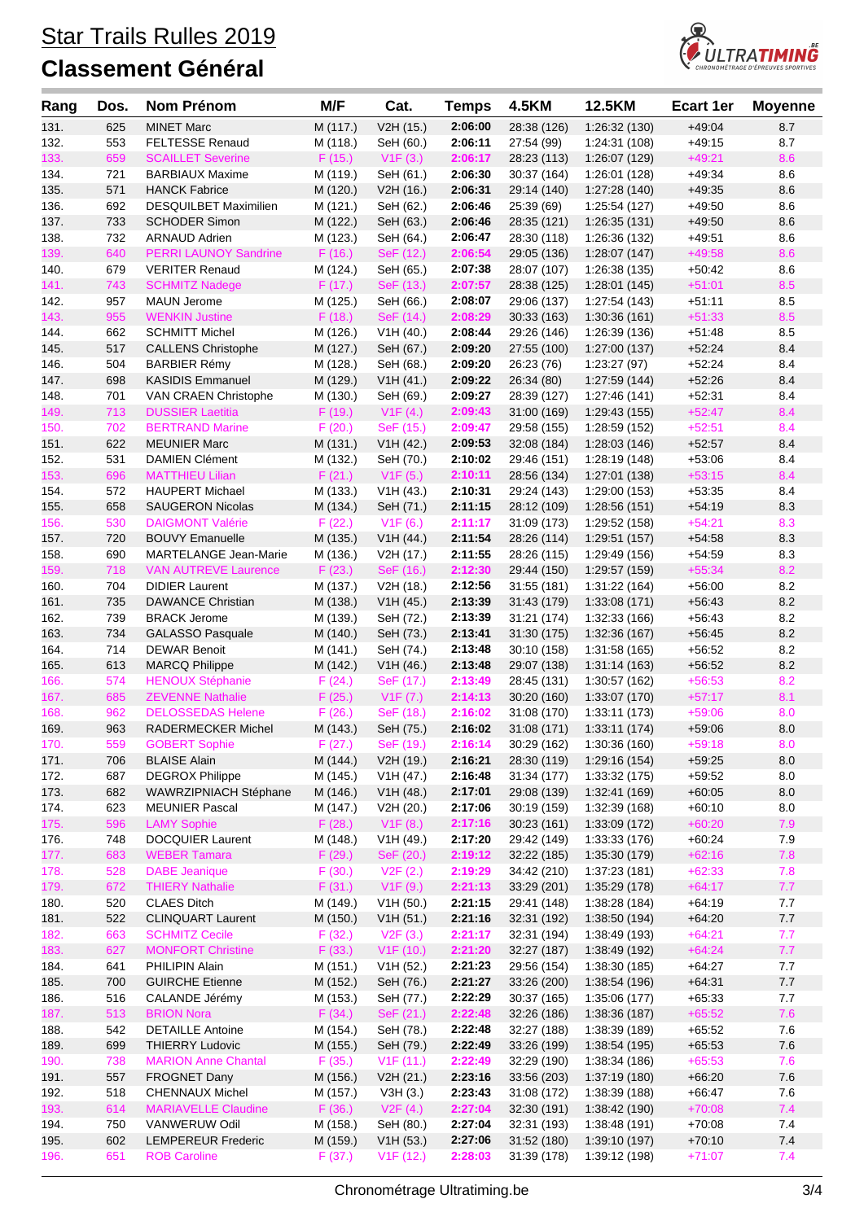# Star Trails Rulles 2019

## Classement Général

| Rang | Dos. | Nom Prénom | M/F | Cat. | Temps | 4.5KM | 12.5KM | Ecart 1er | Moyenne |
|---|---|---|---|---|---|---|---|---|---|
| 131. | 625 | MINET Marc | M (117.) | V2H (15.) | 2:06:00 | 28:38 (126) | 1:26:32 (130) | +49:04 | 8.7 |
| 132. | 553 | FELTESSE Renaud | M (118.) | SeH (60.) | 2:06:11 | 27:54 (99) | 1:24:31 (108) | +49:15 | 8.7 |
| 133. | 659 | SCAILLET Severine | F (15.) | V1F (3.) | 2:06:17 | 28:23 (113) | 1:26:07 (129) | +49:21 | 8.6 |
| 134. | 721 | BARBIAUX Maxime | M (119.) | SeH (61.) | 2:06:30 | 30:37 (164) | 1:26:01 (128) | +49:34 | 8.6 |
| 135. | 571 | HANCK Fabrice | M (120.) | V2H (16.) | 2:06:31 | 29:14 (140) | 1:27:28 (140) | +49:35 | 8.6 |
| 136. | 692 | DESQUILBET Maximilien | M (121.) | SeH (62.) | 2:06:46 | 25:39 (69) | 1:25:54 (127) | +49:50 | 8.6 |
| 137. | 733 | SCHODER Simon | M (122.) | SeH (63.) | 2:06:46 | 28:35 (121) | 1:26:35 (131) | +49:50 | 8.6 |
| 138. | 732 | ARNAUD Adrien | M (123.) | SeH (64.) | 2:06:47 | 28:30 (118) | 1:26:36 (132) | +49:51 | 8.6 |
| 139. | 640 | PERRI LAUNOY Sandrine | F (16.) | SeF (12.) | 2:06:54 | 29:05 (136) | 1:28:07 (147) | +49:58 | 8.6 |
| 140. | 679 | VERITER Renaud | M (124.) | SeH (65.) | 2:07:38 | 28:07 (107) | 1:26:38 (135) | +50:42 | 8.6 |
| 141. | 743 | SCHMITZ Nadege | F (17.) | SeF (13.) | 2:07:57 | 28:38 (125) | 1:28:01 (145) | +51:01 | 8.5 |
| 142. | 957 | MAUN Jerome | M (125.) | SeH (66.) | 2:08:07 | 29:06 (137) | 1:27:54 (143) | +51:11 | 8.5 |
| 143. | 955 | WENKIN Justine | F (18.) | SeF (14.) | 2:08:29 | 30:33 (163) | 1:30:36 (161) | +51:33 | 8.5 |
| 144. | 662 | SCHMITT Michel | M (126.) | V1H (40.) | 2:08:44 | 29:26 (146) | 1:26:39 (136) | +51:48 | 8.5 |
| 145. | 517 | CALLENS Christophe | M (127.) | SeH (67.) | 2:09:20 | 27:55 (100) | 1:27:00 (137) | +52:24 | 8.4 |
| 146. | 504 | BARBIER Rémy | M (128.) | SeH (68.) | 2:09:20 | 26:23 (76) | 1:23:27 (97) | +52:24 | 8.4 |
| 147. | 698 | KASIDIS Emmanuel | M (129.) | V1H (41.) | 2:09:22 | 26:34 (80) | 1:27:59 (144) | +52:26 | 8.4 |
| 148. | 701 | VAN CRAEN Christophe | M (130.) | SeH (69.) | 2:09:27 | 28:39 (127) | 1:27:46 (141) | +52:31 | 8.4 |
| 149. | 713 | DUSSIER Laetitia | F (19.) | V1F (4.) | 2:09:43 | 31:00 (169) | 1:29:43 (155) | +52:47 | 8.4 |
| 150. | 702 | BERTRAND Marine | F (20.) | SeF (15.) | 2:09:47 | 29:58 (155) | 1:28:59 (152) | +52:51 | 8.4 |
| 151. | 622 | MEUNIER Marc | M (131.) | V1H (42.) | 2:09:53 | 32:08 (184) | 1:28:03 (146) | +52:57 | 8.4 |
| 152. | 531 | DAMIEN Clément | M (132.) | SeH (70.) | 2:10:02 | 29:46 (151) | 1:28:19 (148) | +53:06 | 8.4 |
| 153. | 696 | MATTHIEU Lilian | F (21.) | V1F (5.) | 2:10:11 | 28:56 (134) | 1:27:01 (138) | +53:15 | 8.4 |
| 154. | 572 | HAUPERT Michael | M (133.) | V1H (43.) | 2:10:31 | 29:24 (143) | 1:29:00 (153) | +53:35 | 8.4 |
| 155. | 658 | SAUGERON Nicolas | M (134.) | SeH (71.) | 2:11:15 | 28:12 (109) | 1:28:56 (151) | +54:19 | 8.3 |
| 156. | 530 | DAIGMONT Valérie | F (22.) | V1F (6.) | 2:11:17 | 31:09 (173) | 1:29:52 (158) | +54:21 | 8.3 |
| 157. | 720 | BOUVY Emanuelle | M (135.) | V1H (44.) | 2:11:54 | 28:26 (114) | 1:29:51 (157) | +54:58 | 8.3 |
| 158. | 690 | MARTELANGE Jean-Marie | M (136.) | V2H (17.) | 2:11:55 | 28:26 (115) | 1:29:49 (156) | +54:59 | 8.3 |
| 159. | 718 | VAN AUTREVE Laurence | F (23.) | SeF (16.) | 2:12:30 | 29:44 (150) | 1:29:57 (159) | +55:34 | 8.2 |
| 160. | 704 | DIDIER Laurent | M (137.) | V2H (18.) | 2:12:56 | 31:55 (181) | 1:31:22 (164) | +56:00 | 8.2 |
| 161. | 735 | DAWANCE Christian | M (138.) | V1H (45.) | 2:13:39 | 31:43 (179) | 1:33:08 (171) | +56:43 | 8.2 |
| 162. | 739 | BRACK Jerome | M (139.) | SeH (72.) | 2:13:39 | 31:21 (174) | 1:32:33 (166) | +56:43 | 8.2 |
| 163. | 734 | GALASSO Pasquale | M (140.) | SeH (73.) | 2:13:41 | 31:30 (175) | 1:32:36 (167) | +56:45 | 8.2 |
| 164. | 714 | DEWAR Benoit | M (141.) | SeH (74.) | 2:13:48 | 30:10 (158) | 1:31:58 (165) | +56:52 | 8.2 |
| 165. | 613 | MARCQ Philippe | M (142.) | V1H (46.) | 2:13:48 | 29:07 (138) | 1:31:14 (163) | +56:52 | 8.2 |
| 166. | 574 | HENOUX Stéphanie | F (24.) | SeF (17.) | 2:13:49 | 28:45 (131) | 1:30:57 (162) | +56:53 | 8.2 |
| 167. | 685 | ZEVENNE Nathalie | F (25.) | V1F (7.) | 2:14:13 | 30:20 (160) | 1:33:07 (170) | +57:17 | 8.1 |
| 168. | 962 | DELOSSEDAS Helene | F (26.) | SeF (18.) | 2:16:02 | 31:08 (170) | 1:33:11 (173) | +59:06 | 8.0 |
| 169. | 963 | RADERMECKER Michel | M (143.) | SeH (75.) | 2:16:02 | 31:08 (171) | 1:33:11 (174) | +59:06 | 8.0 |
| 170. | 559 | GOBERT Sophie | F (27.) | SeF (19.) | 2:16:14 | 30:29 (162) | 1:30:36 (160) | +59:18 | 8.0 |
| 171. | 706 | BLAISE Alain | M (144.) | V2H (19.) | 2:16:21 | 28:30 (119) | 1:29:16 (154) | +59:25 | 8.0 |
| 172. | 687 | DEGROX Philippe | M (145.) | V1H (47.) | 2:16:48 | 31:34 (177) | 1:33:32 (175) | +59:52 | 8.0 |
| 173. | 682 | WAWRZIPNIACH Stéphane | M (146.) | V1H (48.) | 2:17:01 | 29:08 (139) | 1:32:41 (169) | +60:05 | 8.0 |
| 174. | 623 | MEUNIER Pascal | M (147.) | V2H (20.) | 2:17:06 | 30:19 (159) | 1:32:39 (168) | +60:10 | 8.0 |
| 175. | 596 | LAMY Sophie | F (28.) | V1F (8.) | 2:17:16 | 30:23 (161) | 1:33:09 (172) | +60:20 | 7.9 |
| 176. | 748 | DOCQUIER Laurent | M (148.) | V1H (49.) | 2:17:20 | 29:42 (149) | 1:33:33 (176) | +60:24 | 7.9 |
| 177. | 683 | WEBER Tamara | F (29.) | SeF (20.) | 2:19:12 | 32:22 (185) | 1:35:30 (179) | +62:16 | 7.8 |
| 178. | 528 | DABE Jeanique | F (30.) | V2F (2.) | 2:19:29 | 34:42 (210) | 1:37:23 (181) | +62:33 | 7.8 |
| 179. | 672 | THIERY Nathalie | F (31.) | V1F (9.) | 2:21:13 | 33:29 (201) | 1:35:29 (178) | +64:17 | 7.7 |
| 180. | 520 | CLAES Ditch | M (149.) | V1H (50.) | 2:21:15 | 29:41 (148) | 1:38:28 (184) | +64:19 | 7.7 |
| 181. | 522 | CLINQUART Laurent | M (150.) | V1H (51.) | 2:21:16 | 32:31 (192) | 1:38:50 (194) | +64:20 | 7.7 |
| 182. | 663 | SCHMITZ Cecile | F (32.) | V2F (3.) | 2:21:17 | 32:31 (194) | 1:38:49 (193) | +64:21 | 7.7 |
| 183. | 627 | MONFORT Christine | F (33.) | V1F (10.) | 2:21:20 | 32:27 (187) | 1:38:49 (192) | +64:24 | 7.7 |
| 184. | 641 | PHILIPIN Alain | M (151.) | V1H (52.) | 2:21:23 | 29:56 (154) | 1:38:30 (185) | +64:27 | 7.7 |
| 185. | 700 | GUIRCHE Etienne | M (152.) | SeH (76.) | 2:21:27 | 33:26 (200) | 1:38:54 (196) | +64:31 | 7.7 |
| 186. | 516 | CALANDE Jérémy | M (153.) | SeH (77.) | 2:22:29 | 30:37 (165) | 1:35:06 (177) | +65:33 | 7.7 |
| 187. | 513 | BRION Nora | F (34.) | SeF (21.) | 2:22:48 | 32:26 (186) | 1:38:36 (187) | +65:52 | 7.6 |
| 188. | 542 | DETAILLE Antoine | M (154.) | SeH (78.) | 2:22:48 | 32:27 (188) | 1:38:39 (189) | +65:52 | 7.6 |
| 189. | 699 | THIERRY Ludovic | M (155.) | SeH (79.) | 2:22:49 | 33:26 (199) | 1:38:54 (195) | +65:53 | 7.6 |
| 190. | 738 | MARION Anne Chantal | F (35.) | V1F (11.) | 2:22:49 | 32:29 (190) | 1:38:34 (186) | +65:53 | 7.6 |
| 191. | 557 | FROGNET Dany | M (156.) | V2H (21.) | 2:23:16 | 33:56 (203) | 1:37:19 (180) | +66:20 | 7.6 |
| 192. | 518 | CHENNAUX Michel | M (157.) | V3H (3.) | 2:23:43 | 31:08 (172) | 1:38:39 (188) | +66:47 | 7.6 |
| 193. | 614 | MARIAVELLE Claudine | F (36.) | V2F (4.) | 2:27:04 | 32:30 (191) | 1:38:42 (190) | +70:08 | 7.4 |
| 194. | 750 | VANWERUW Odil | M (158.) | SeH (80.) | 2:27:04 | 32:31 (193) | 1:38:48 (191) | +70:08 | 7.4 |
| 195. | 602 | LEMPEREUR Frederic | M (159.) | V1H (53.) | 2:27:06 | 31:52 (180) | 1:39:10 (197) | +70:10 | 7.4 |
| 196. | 651 | ROB Caroline | F (37.) | V1F (12.) | 2:28:03 | 31:39 (178) | 1:39:12 (198) | +71:07 | 7.4 |

Chronométrage Ultratiming.be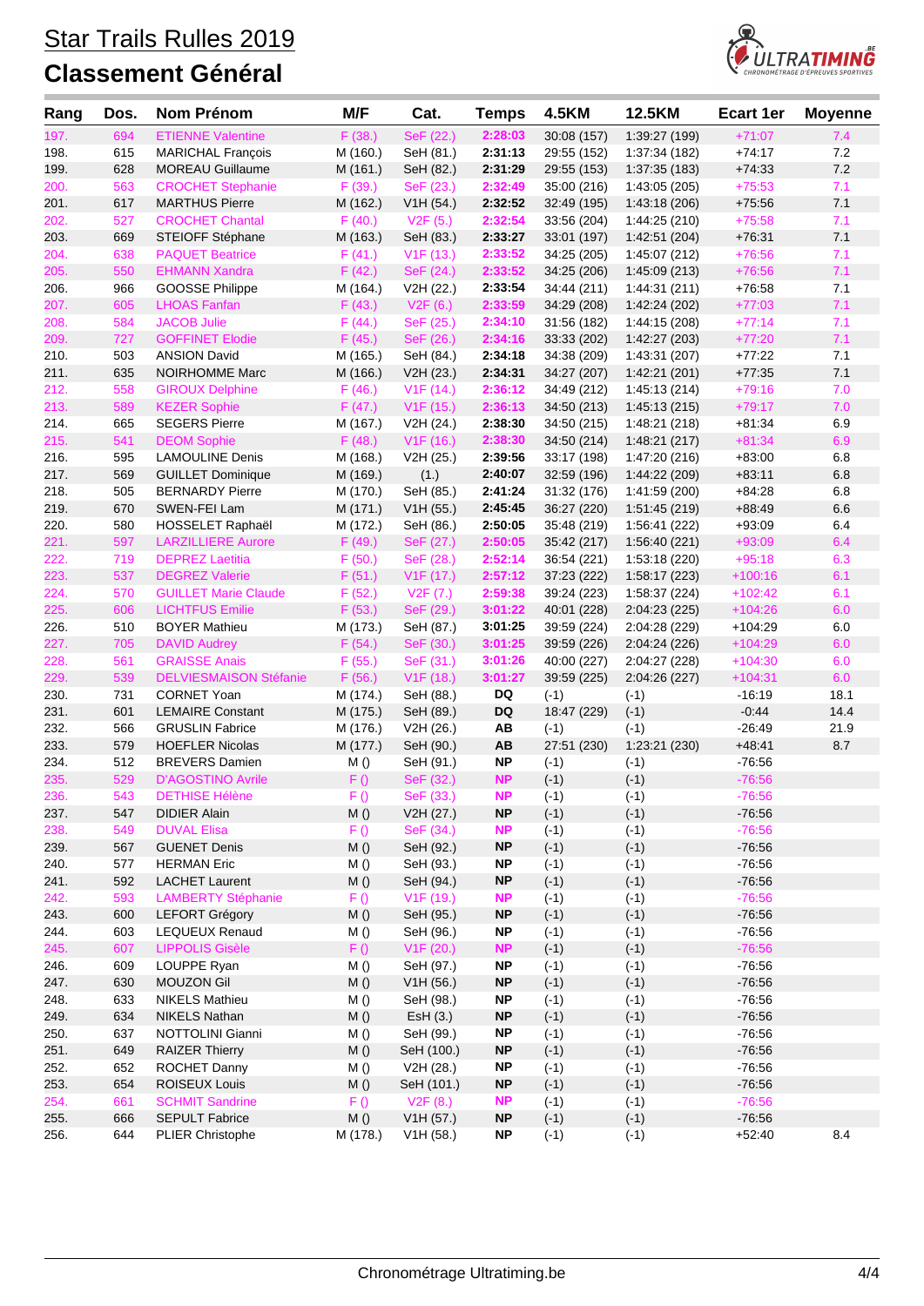# Star Trails Rulles 2019

## Classement Général

| Rang | Dos. | Nom Prénom | M/F | Cat. | Temps | 4.5KM | 12.5KM | Ecart 1er | Moyenne |
|---|---|---|---|---|---|---|---|---|---|
| 197. | 694 | ETIENNE Valentine | F (38.) | SeF (22.) | **2:28:03** | 30:08 (157) | 1:39:27 (199) | +71:07 | 7.4 |
| 198. | 615 | MARICHAL François | M (160.) | SeH (81.) | **2:31:13** | 29:55 (152) | 1:37:34 (182) | +74:17 | 7.2 |
| 199. | 628 | MOREAU Guillaume | M (161.) | SeH (82.) | **2:31:29** | 29:55 (153) | 1:37:35 (183) | +74:33 | 7.2 |
| 200. | 563 | CROCHET Stephanie | F (39.) | SeF (23.) | **2:32:49** | 35:00 (216) | 1:43:05 (205) | +75:53 | 7.1 |
| 201. | 617 | MARTHUS Pierre | M (162.) | V1H (54.) | **2:32:52** | 32:49 (195) | 1:43:18 (206) | +75:56 | 7.1 |
| 202. | 527 | CROCHET Chantal | F (40.) | V2F (5.) | **2:32:54** | 33:56 (204) | 1:44:25 (210) | +75:58 | 7.1 |
| 203. | 669 | STEIOFF Stéphane | M (163.) | SeH (83.) | **2:33:27** | 33:01 (197) | 1:42:51 (204) | +76:31 | 7.1 |
| 204. | 638 | PAQUET Beatrice | F (41.) | V1F (13.) | **2:33:52** | 34:25 (205) | 1:45:07 (212) | +76:56 | 7.1 |
| 205. | 550 | EHMANN Xandra | F (42.) | SeF (24.) | **2:33:52** | 34:25 (206) | 1:45:09 (213) | +76:56 | 7.1 |
| 206. | 966 | GOOSSE Philippe | M (164.) | V2H (22.) | **2:33:54** | 34:44 (211) | 1:44:31 (211) | +76:58 | 7.1 |
| 207. | 605 | LHOAS Fanfan | F (43.) | V2F (6.) | **2:33:59** | 34:29 (208) | 1:42:24 (202) | +77:03 | 7.1 |
| 208. | 584 | JACOB Julie | F (44.) | SeF (25.) | **2:34:10** | 31:56 (182) | 1:44:15 (208) | +77:14 | 7.1 |
| 209. | 727 | GOFFINET Elodie | F (45.) | SeF (26.) | **2:34:16** | 33:33 (202) | 1:42:27 (203) | +77:20 | 7.1 |
| 210. | 503 | ANSION David | M (165.) | SeH (84.) | **2:34:18** | 34:38 (209) | 1:43:31 (207) | +77:22 | 7.1 |
| 211. | 635 | NOIRHOMME Marc | M (166.) | V2H (23.) | **2:34:31** | 34:27 (207) | 1:42:21 (201) | +77:35 | 7.1 |
| 212. | 558 | GIROUX Delphine | F (46.) | V1F (14.) | **2:36:12** | 34:49 (212) | 1:45:13 (214) | +79:16 | 7.0 |
| 213. | 589 | KEZER Sophie | F (47.) | V1F (15.) | **2:36:13** | 34:50 (213) | 1:45:13 (215) | +79:17 | 7.0 |
| 214. | 665 | SEGERS Pierre | M (167.) | V2H (24.) | **2:38:30** | 34:50 (215) | 1:48:21 (218) | +81:34 | 6.9 |
| 215. | 541 | DEOM Sophie | F (48.) | V1F (16.) | **2:38:30** | 34:50 (214) | 1:48:21 (217) | +81:34 | 6.9 |
| 216. | 595 | LAMOULINE Denis | M (168.) | V2H (25.) | **2:39:56** | 33:17 (198) | 1:47:20 (216) | +83:00 | 6.8 |
| 217. | 569 | GUILLET Dominique | M (169.) | (1.) | **2:40:07** | 32:59 (196) | 1:44:22 (209) | +83:11 | 6.8 |
| 218. | 505 | BERNARDY Pierre | M (170.) | SeH (85.) | **2:41:24** | 31:32 (176) | 1:41:59 (200) | +84:28 | 6.8 |
| 219. | 670 | SWEN-FEI Lam | M (171.) | V1H (55.) | **2:45:45** | 36:27 (220) | 1:51:45 (219) | +88:49 | 6.6 |
| 220. | 580 | HOSSELET Raphaël | M (172.) | SeH (86.) | **2:50:05** | 35:48 (219) | 1:56:41 (222) | +93:09 | 6.4 |
| 221. | 597 | LARZILLIERE Aurore | F (49.) | SeF (27.) | **2:50:05** | 35:42 (217) | 1:56:40 (221) | +93:09 | 6.4 |
| 222. | 719 | DEPREZ Laetitia | F (50.) | SeF (28.) | **2:52:14** | 36:54 (221) | 1:53:18 (220) | +95:18 | 6.3 |
| 223. | 537 | DEGREZ Valerie | F (51.) | V1F (17.) | **2:57:12** | 37:23 (222) | 1:58:17 (223) | +100:16 | 6.1 |
| 224. | 570 | GUILLET Marie Claude | F (52.) | V2F (7.) | **2:59:38** | 39:24 (223) | 1:58:37 (224) | +102:42 | 6.1 |
| 225. | 606 | LICHTFUS Emilie | F (53.) | SeF (29.) | **3:01:22** | 40:01 (228) | 2:04:23 (225) | +104:26 | 6.0 |
| 226. | 510 | BOYER Mathieu | M (173.) | SeH (87.) | **3:01:25** | 39:59 (224) | 2:04:28 (229) | +104:29 | 6.0 |
| 227. | 705 | DAVID Audrey | F (54.) | SeF (30.) | **3:01:25** | 39:59 (226) | 2:04:24 (226) | +104:29 | 6.0 |
| 228. | 561 | GRAISSE Anais | F (55.) | SeF (31.) | **3:01:26** | 40:00 (227) | 2:04:27 (228) | +104:30 | 6.0 |
| 229. | 539 | DELVIESMAISON Stéfanie | F (56.) | V1F (18.) | **3:01:27** | 39:59 (225) | 2:04:26 (227) | +104:31 | 6.0 |
| 230. | 731 | CORNET Yoan | M (174.) | SeH (88.) | **DQ** | (-1) | (-1) | -16:19 | 18.1 |
| 231. | 601 | LEMAIRE Constant | M (175.) | SeH (89.) | **DQ** | 18:47 (229) | (-1) | -0:44 | 14.4 |
| 232. | 566 | GRUSLIN Fabrice | M (176.) | V2H (26.) | **AB** | (-1) | (-1) | -26:49 | 21.9 |
| 233. | 579 | HOEFLER Nicolas | M (177.) | SeH (90.) | **AB** | 27:51 (230) | 1:23:21 (230) | +48:41 | 8.7 |
| 234. | 512 | BREVERS Damien | M () | SeH (91.) | **NP** | (-1) | (-1) | -76:56 | |
| 235. | 529 | D'AGOSTINO Avrile | F () | SeF (32.) | **NP** | (-1) | (-1) | -76:56 | |
| 236. | 543 | DETHISE Hélène | F () | SeF (33.) | **NP** | (-1) | (-1) | -76:56 | |
| 237. | 547 | DIDIER Alain | M () | V2H (27.) | **NP** | (-1) | (-1) | -76:56 | |
| 238. | 549 | DUVAL Elisa | F () | SeF (34.) | **NP** | (-1) | (-1) | -76:56 | |
| 239. | 567 | GUENET Denis | M () | SeH (92.) | **NP** | (-1) | (-1) | -76:56 | |
| 240. | 577 | HERMAN Eric | M () | SeH (93.) | **NP** | (-1) | (-1) | -76:56 | |
| 241. | 592 | LACHET Laurent | M () | SeH (94.) | **NP** | (-1) | (-1) | -76:56 | |
| 242. | 593 | LAMBERTY Stéphanie | F () | V1F (19.) | **NP** | (-1) | (-1) | -76:56 | |
| 243. | 600 | LEFORT Grégory | M () | SeH (95.) | **NP** | (-1) | (-1) | -76:56 | |
| 244. | 603 | LEQUEUX Renaud | M () | SeH (96.) | **NP** | (-1) | (-1) | -76:56 | |
| 245. | 607 | LIPPOLIS Gisèle | F () | V1F (20.) | **NP** | (-1) | (-1) | -76:56 | |
| 246. | 609 | LOUPPE Ryan | M () | SeH (97.) | **NP** | (-1) | (-1) | -76:56 | |
| 247. | 630 | MOUZON Gil | M () | V1H (56.) | **NP** | (-1) | (-1) | -76:56 | |
| 248. | 633 | NIKELS Mathieu | M () | SeH (98.) | **NP** | (-1) | (-1) | -76:56 | |
| 249. | 634 | NIKELS Nathan | M () | EsH (3.) | **NP** | (-1) | (-1) | -76:56 | |
| 250. | 637 | NOTTOLINI Gianni | M () | SeH (99.) | **NP** | (-1) | (-1) | -76:56 | |
| 251. | 649 | RAIZER Thierry | M () | SeH (100.) | **NP** | (-1) | (-1) | -76:56 | |
| 252. | 652 | ROCHET Danny | M () | V2H (28.) | **NP** | (-1) | (-1) | -76:56 | |
| 253. | 654 | ROISEUX Louis | M () | SeH (101.) | **NP** | (-1) | (-1) | -76:56 | |
| 254. | 661 | SCHMIT Sandrine | F () | V2F (8.) | **NP** | (-1) | (-1) | -76:56 | |
| 255. | 666 | SEPULT Fabrice | M () | V1H (57.) | **NP** | (-1) | (-1) | -76:56 | |
| 256. | 644 | PLIER Christophe | M (178.) | V1H (58.) | **NP** | (-1) | (-1) | +52:40 | 8.4 |

Chronométrage Ultratiming.be